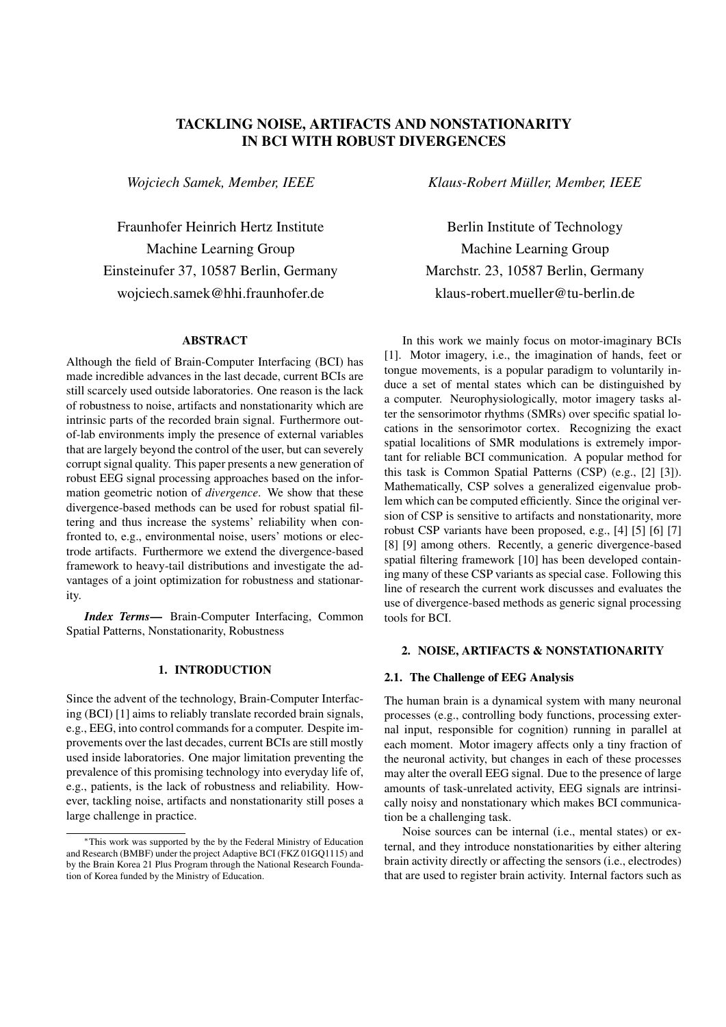# TACKLING NOISE, ARTIFACTS AND NONSTATIONARITY IN BCI WITH ROBUST DIVERGENCES

*Wojciech Samek, Member, IEEE*

Fraunhofer Heinrich Hertz Institute
Machine Learning Group
Einsteinufer 37, 10587 Berlin, Germany
wojciech.samek@hhi.fraunhofer.de

*Klaus-Robert Müller, Member, IEEE*

Berlin Institute of Technology
Machine Learning Group
Marchstr. 23, 10587 Berlin, Germany
klaus-robert.mueller@tu-berlin.de

### ABSTRACT

Although the field of Brain-Computer Interfacing (BCI) has made incredible advances in the last decade, current BCIs are still scarcely used outside laboratories. One reason is the lack of robustness to noise, artifacts and nonstationarity which are intrinsic parts of the recorded brain signal. Furthermore out-of-lab environments imply the presence of external variables that are largely beyond the control of the user, but can severely corrupt signal quality. This paper presents a new generation of robust EEG signal processing approaches based on the information geometric notion of *divergence*. We show that these divergence-based methods can be used for robust spatial filtering and thus increase the systems' reliability when confronted to, e.g., environmental noise, users' motions or electrode artifacts. Furthermore we extend the divergence-based framework to heavy-tail distributions and investigate the advantages of a joint optimization for robustness and stationarity.

***Index Terms*—** Brain-Computer Interfacing, Common Spatial Patterns, Nonstationarity, Robustness

## 1. INTRODUCTION

Since the advent of the technology, Brain-Computer Interfacing (BCI) [1] aims to reliably translate recorded brain signals, e.g., EEG, into control commands for a computer. Despite improvements over the last decades, current BCIs are still mostly used inside laboratories. One major limitation preventing the prevalence of this promising technology into everyday life of, e.g., patients, is the lack of robustness and reliability. However, tackling noise, artifacts and nonstationarity still poses a large challenge in practice.

In this work we mainly focus on motor-imaginary BCIs [1]. Motor imagery, i.e., the imagination of hands, feet or tongue movements, is a popular paradigm to voluntarily induce a set of mental states which can be distinguished by a computer. Neurophysiologically, motor imagery tasks alter the sensorimotor rhythms (SMRs) over specific spatial locations in the sensorimotor cortex. Recognizing the exact spatial localitions of SMR modulations is extremely important for reliable BCI communication. A popular method for this task is Common Spatial Patterns (CSP) (e.g., [2] [3]). Mathematically, CSP solves a generalized eigenvalue problem which can be computed efficiently. Since the original version of CSP is sensitive to artifacts and nonstationarity, more robust CSP variants have been proposed, e.g., [4] [5] [6] [7] [8] [9] among others. Recently, a generic divergence-based spatial filtering framework [10] has been developed containing many of these CSP variants as special case. Following this line of research the current work discusses and evaluates the use of divergence-based methods as generic signal processing tools for BCI.

## 2. NOISE, ARTIFACTS & NONSTATIONARITY

### 2.1. The Challenge of EEG Analysis

The human brain is a dynamical system with many neuronal processes (e.g., controlling body functions, processing external input, responsible for cognition) running in parallel at each moment. Motor imagery affects only a tiny fraction of the neuronal activity, but changes in each of these processes may alter the overall EEG signal. Due to the presence of large amounts of task-unrelated activity, EEG signals are intrinsically noisy and nonstationary which makes BCI communication be a challenging task.

Noise sources can be internal (i.e., mental states) or external, and they introduce nonstationarities by either altering brain activity directly or affecting the sensors (i.e., electrodes) that are used to register brain activity. Internal factors such as

---

*This work was supported by the by the Federal Ministry of Education and Research (BMBF) under the project Adaptive BCI (FKZ 01GQ1115) and by the Brain Korea 21 Plus Program through the National Research Foundation of Korea funded by the Ministry of Education.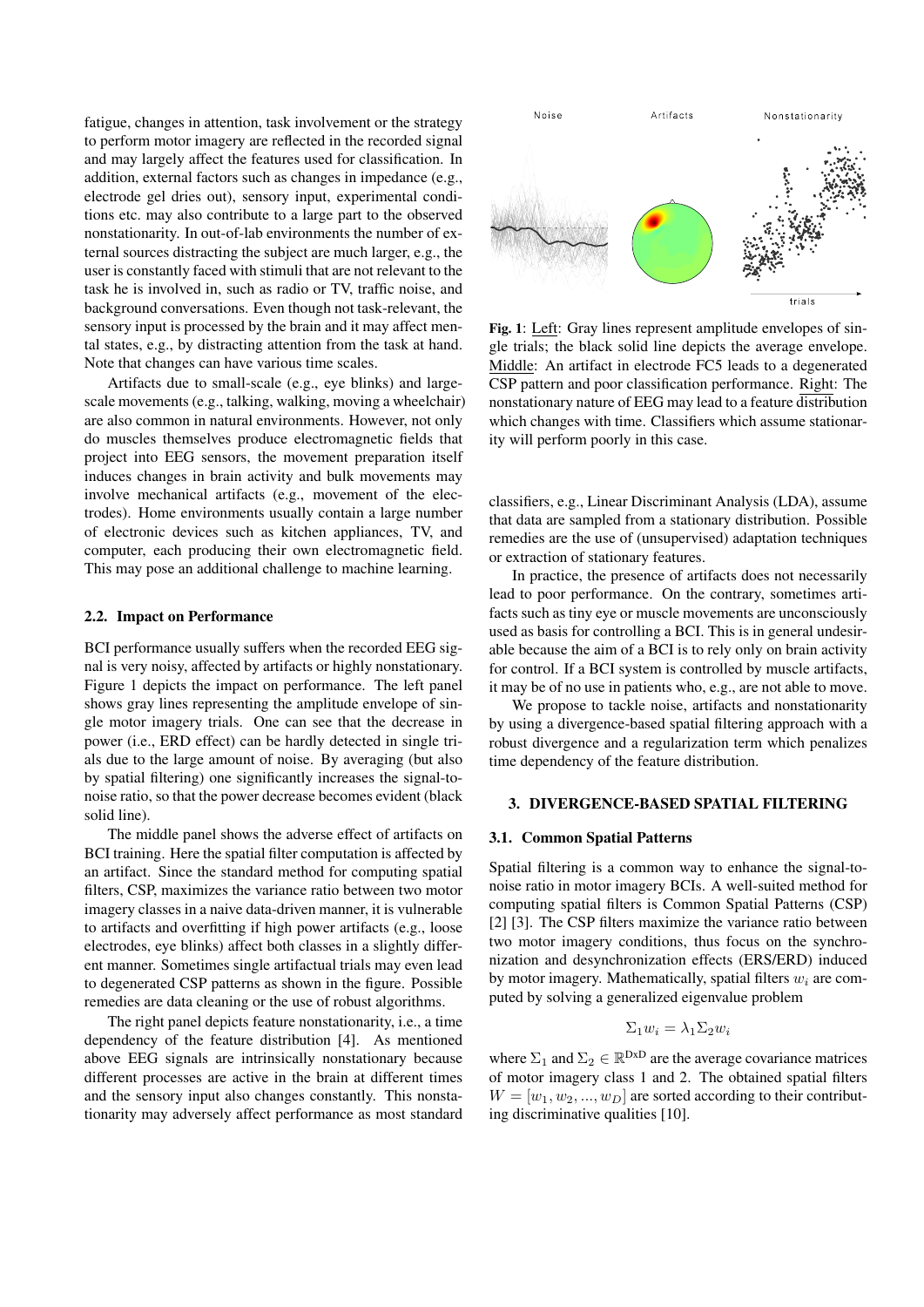fatigue, changes in attention, task involvement or the strategy to perform motor imagery are reflected in the recorded signal and may largely affect the features used for classification. In addition, external factors such as changes in impedance (e.g., electrode gel dries out), sensory input, experimental conditions etc. may also contribute to a large part to the observed nonstationarity. In out-of-lab environments the number of external sources distracting the subject are much larger, e.g., the user is constantly faced with stimuli that are not relevant to the task he is involved in, such as radio or TV, traffic noise, and background conversations. Even though not task-relevant, the sensory input is processed by the brain and it may affect mental states, e.g., by distracting attention from the task at hand. Note that changes can have various time scales.

Artifacts due to small-scale (e.g., eye blinks) and large-scale movements (e.g., talking, walking, moving a wheelchair) are also common in natural environments. However, not only do muscles themselves produce electromagnetic fields that project into EEG sensors, the movement preparation itself induces changes in brain activity and bulk movements may involve mechanical artifacts (e.g., movement of the electrodes). Home environments usually contain a large number of electronic devices such as kitchen appliances, TV, and computer, each producing their own electromagnetic field. This may pose an additional challenge to machine learning.

### 2.2. Impact on Performance

BCI performance usually suffers when the recorded EEG signal is very noisy, affected by artifacts or highly nonstationary. Figure 1 depicts the impact on performance. The left panel shows gray lines representing the amplitude envelope of single motor imagery trials. One can see that the decrease in power (i.e., ERD effect) can be hardly detected in single trials due to the large amount of noise. By averaging (but also by spatial filtering) one significantly increases the signal-to-noise ratio, so that the power decrease becomes evident (black solid line).

The middle panel shows the adverse effect of artifacts on BCI training. Here the spatial filter computation is affected by an artifact. Since the standard method for computing spatial filters, CSP, maximizes the variance ratio between two motor imagery classes in a naive data-driven manner, it is vulnerable to artifacts and overfitting if high power artifacts (e.g., loose electrodes, eye blinks) affect both classes in a slightly different manner. Sometimes single artifactual trials may even lead to degenerated CSP patterns as shown in the figure. Possible remedies are data cleaning or the use of robust algorithms.

The right panel depicts feature nonstationarity, i.e., a time dependency of the feature distribution [4]. As mentioned above EEG signals are intrinsically nonstationary because different processes are active in the brain at different times and the sensory input also changes constantly. This nonstationarity may adversely affect performance as most standard

**Fig. 1**: Left: Gray lines represent amplitude envelopes of single trials; the black solid line depicts the average envelope. Middle: An artifact in electrode FC5 leads to a degenerated CSP pattern and poor classification performance. Right: The nonstationary nature of EEG may lead to a feature distribution which changes with time. Classifiers which assume stationarity will perform poorly in this case.

classifiers, e.g., Linear Discriminant Analysis (LDA), assume that data are sampled from a stationary distribution. Possible remedies are the use of (unsupervised) adaptation techniques or extraction of stationary features.

In practice, the presence of artifacts does not necessarily lead to poor performance. On the contrary, sometimes artifacts such as tiny eye or muscle movements are unconsciously used as basis for controlling a BCI. This is in general undesirable because the aim of a BCI is to rely only on brain activity for control. If a BCI system is controlled by muscle artifacts, it may be of no use in patients who, e.g., are not able to move.

We propose to tackle noise, artifacts and nonstationarity by using a divergence-based spatial filtering approach with a robust divergence and a regularization term which penalizes time dependency of the feature distribution.

## 3. DIVERGENCE-BASED SPATIAL FILTERING

### 3.1. Common Spatial Patterns

Spatial filtering is a common way to enhance the signal-to-noise ratio in motor imagery BCIs. A well-suited method for computing spatial filters is Common Spatial Patterns (CSP) [2] [3]. The CSP filters maximize the variance ratio between two motor imagery conditions, thus focus on the synchronization and desynchronization effects (ERS/ERD) induced by motor imagery. Mathematically, spatial filters $w_i$ are computed by solving a generalized eigenvalue problem

$$\Sigma_1 w_i = \lambda_1 \Sigma_2 w_i$$

where $\Sigma_1$ and $\Sigma_2 \in \mathbb{R}^{\text{DxD}}$ are the average covariance matrices of motor imagery class 1 and 2. The obtained spatial filters $W = [w_1, w_2, ..., w_D]$ are sorted according to their contributing discriminative qualities [10].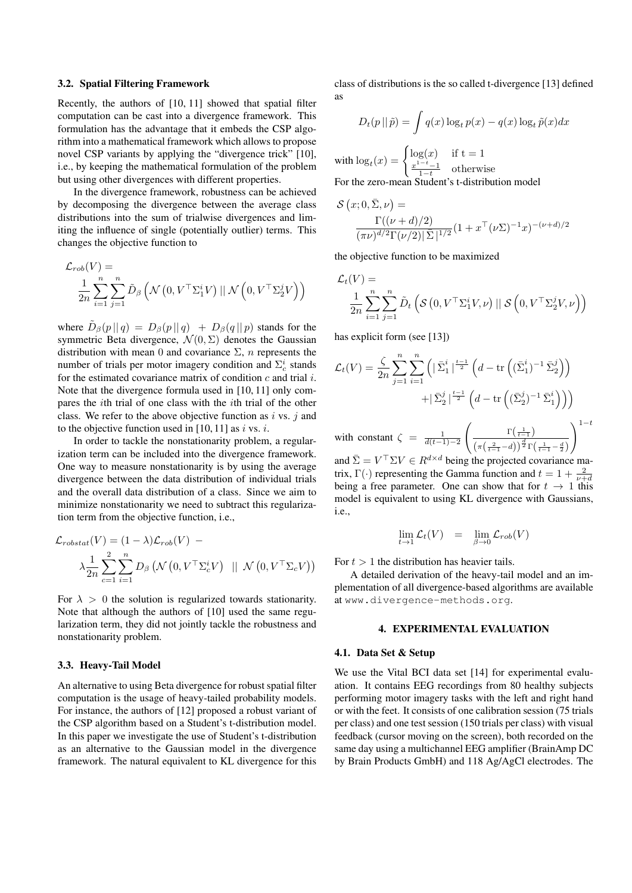### 3.2. Spatial Filtering Framework

Recently, the authors of [10, 11] showed that spatial filter computation can be cast into a divergence framework. This formulation has the advantage that it embeds the CSP algorithm into a mathematical framework which allows to propose novel CSP variants by applying the "divergence trick" [10], i.e., by keeping the mathematical formulation of the problem but using other divergences with different properties.

In the divergence framework, robustness can be achieved by decomposing the divergence between the average class distributions into the sum of trialwise divergences and limiting the influence of single (potentially outlier) terms. This changes the objective function to

$$\mathcal{L}_{rob}(V) = \frac{1}{2n}\sum_{i=1}^{n}\sum_{j=1}^{n}\tilde{D}_\beta\left(\mathcal{N}\left(0, V^\top\Sigma_1^i V\right) || \mathcal{N}\left(0, V^\top\Sigma_2^j V\right)\right)$$

where $\tilde{D}_\beta(p\,||\,q) = D_\beta(p\,||\,q) + D_\beta(q\,||\,p)$ stands for the symmetric Beta divergence, $\mathcal{N}(0, \Sigma)$ denotes the Gaussian distribution with mean 0 and covariance $\Sigma$, $n$ represents the number of trials per motor imagery condition and $\Sigma_c^i$ stands for the estimated covariance matrix of condition $c$ and trial $i$. Note that the divergence formula used in [10, 11] only compares the $i$th trial of one class with the $i$th trial of the other class. We refer to the above objective function as $i$ vs. $j$ and to the objective function used in [10, 11] as $i$ vs. $i$.

In order to tackle the nonstationarity problem, a regularization term can be included into the divergence framework. One way to measure nonstationarity is by using the average divergence between the data distribution of individual trials and the overall data distribution of a class. Since we aim to minimize nonstationarity we need to subtract this regularization term from the objective function, i.e.,

$$\mathcal{L}_{robstat}(V) = (1-\lambda)\mathcal{L}_{rob}(V) - \lambda\frac{1}{2n}\sum_{c=1}^{2}\sum_{i=1}^{n}D_\beta\left(\mathcal{N}\left(0, V^\top\Sigma_c^i V\right) \;||\; \mathcal{N}\left(0, V^\top\Sigma_c V\right)\right)$$

For $\lambda > 0$ the solution is regularized towards stationarity. Note that although the authors of [10] used the same regularization term, they did not jointly tackle the robustness and nonstationarity problem.

### 3.3. Heavy-Tail Model

An alternative to using Beta divergence for robust spatial filter computation is the usage of heavy-tailed probability models. For instance, the authors of [12] proposed a robust variant of the CSP algorithm based on a Student's t-distribution model. In this paper we investigate the use of Student's t-distribution as an alternative to the Gaussian model in the divergence framework. The natural equivalent to KL divergence for this class of distributions is the so called t-divergence [13] defined as

$$D_t(p\,||\,\tilde{p}) = \int q(x)\log_t p(x) - q(x)\log_t \tilde{p}(x)dx$$

with $\log_t(x) = \begin{cases}\log(x) & \text{if t} = 1\\ \frac{x^{1-t}-1}{1-t} & \text{otherwise}\end{cases}$

For the zero-mean Student's t-distribution model

$$\mathcal{S}\left(x; 0, \bar{\Sigma}, \nu\right) = \frac{\Gamma((\nu+d)/2)}{(\pi\nu)^{d/2}\Gamma(\nu/2)|\bar{\Sigma}|^{1/2}}(1 + x^\top(\nu\Sigma)^{-1}x)^{-(\nu+d)/2}$$

the objective function to be maximized

$$\mathcal{L}_t(V) = \frac{1}{2n}\sum_{i=1}^{n}\sum_{j=1}^{n}\tilde{D}_t\left(\mathcal{S}\left(0, V^\top\Sigma_1^i V, \nu\right) || \mathcal{S}\left(0, V^\top\Sigma_2^j V, \nu\right)\right)$$

has explicit form (see [13])

$$\mathcal{L}_t(V) = \frac{\zeta}{2n}\sum_{j=1}^{n}\sum_{i=1}^{n}\Big(|\bar{\Sigma}_1^i|^{\frac{t-1}{2}}\left(d - \mathrm{tr}\left((\bar{\Sigma}_1^i)^{-1}\bar{\Sigma}_2^j\right)\right) + |\bar{\Sigma}_2^j|^{\frac{t-1}{2}}\left(d - \mathrm{tr}\left((\bar{\Sigma}_2^j)^{-1}\bar{\Sigma}_1^i\right)\right)\Big)$$

with constant $\zeta = \frac{1}{d(t-1)-2}\left(\frac{\Gamma\left(\frac{1}{t-1}\right)}{\left(\pi\left(\frac{2}{t-1}-d\right)\right)^{\frac{d}{2}}\Gamma\left(\frac{1}{t-1}-\frac{d}{2}\right)}\right)^{1-t}$ and $\bar{\Sigma} = V^\top\Sigma V \in R^{d\times d}$ being the projected covariance matrix, $\Gamma(\cdot)$ representing the Gamma function and $t = 1 + \frac{2}{\nu+d}$ being a free parameter. One can show that for $t \to 1$ this model is equivalent to using KL divergence with Gaussians, i.e.,

$$\lim_{t\to 1}\mathcal{L}_t(V) \quad = \quad \lim_{\beta\to 0}\mathcal{L}_{rob}(V)$$

For $t > 1$ the distribution has heavier tails.

A detailed derivation of the heavy-tail model and an implementation of all divergence-based algorithms are available at www.divergence-methods.org.

## 4. EXPERIMENTAL EVALUATION

### 4.1. Data Set & Setup

We use the Vital BCI data set [14] for experimental evaluation. It contains EEG recordings from 80 healthy subjects performing motor imagery tasks with the left and right hand or with the feet. It consists of one calibration session (75 trials per class) and one test session (150 trials per class) with visual feedback (cursor moving on the screen), both recorded on the same day using a multichannel EEG amplifier (BrainAmp DC by Brain Products GmbH) and 118 Ag/AgCl electrodes. The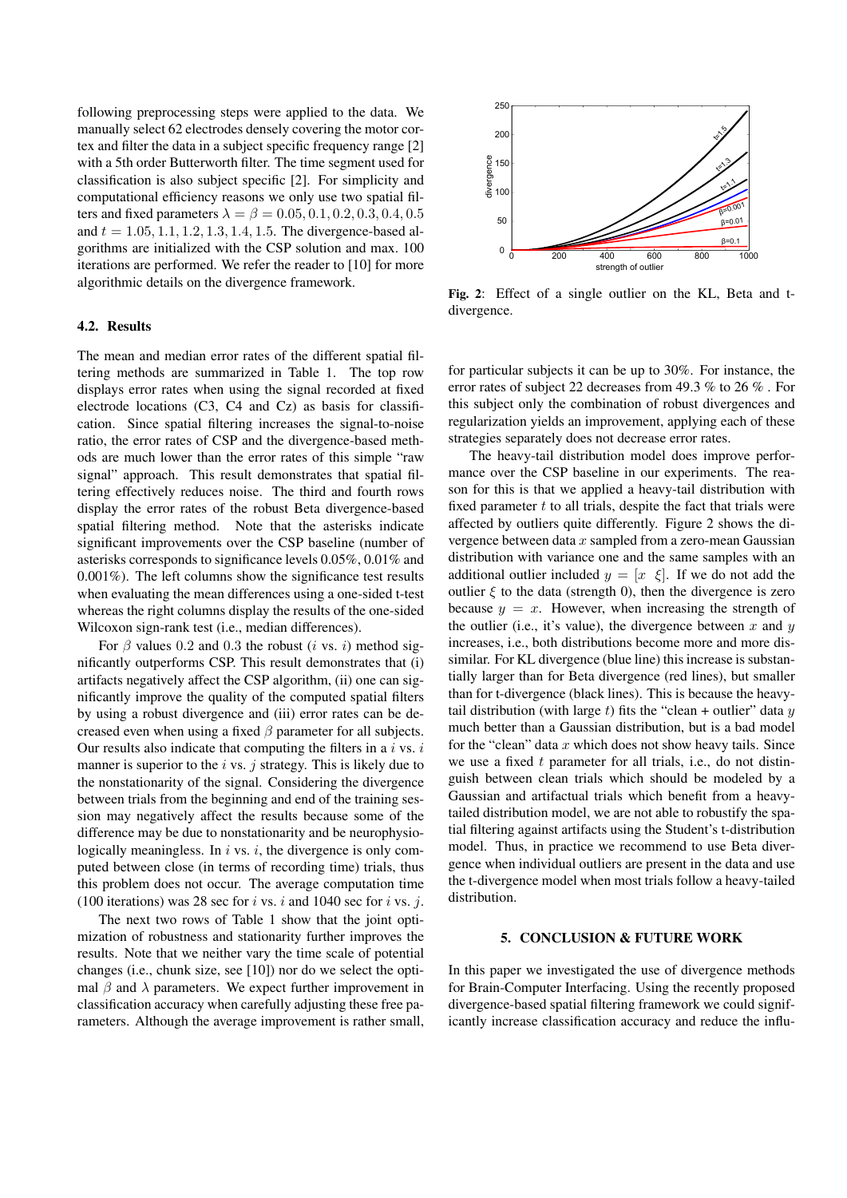following preprocessing steps were applied to the data. We manually select 62 electrodes densely covering the motor cortex and filter the data in a subject specific frequency range [2] with a 5th order Butterworth filter. The time segment used for classification is also subject specific [2]. For simplicity and computational efficiency reasons we only use two spatial filters and fixed parameters $\lambda = \beta = 0.05, 0.1, 0.2, 0.3, 0.4, 0.5$ and $t = 1.05, 1.1, 1.2, 1.3, 1.4, 1.5$. The divergence-based algorithms are initialized with the CSP solution and max. 100 iterations are performed. We refer the reader to [10] for more algorithmic details on the divergence framework.

### 4.2. Results

The mean and median error rates of the different spatial filtering methods are summarized in Table 1. The top row displays error rates when using the signal recorded at fixed electrode locations (C3, C4 and Cz) as basis for classification. Since spatial filtering increases the signal-to-noise ratio, the error rates of CSP and the divergence-based methods are much lower than the error rates of this simple "raw signal" approach. This result demonstrates that spatial filtering effectively reduces noise. The third and fourth rows display the error rates of the robust Beta divergence-based spatial filtering method. Note that the asterisks indicate significant improvements over the CSP baseline (number of asterisks corresponds to significance levels 0.05%, 0.01% and 0.001%). The left columns show the significance test results when evaluating the mean differences using a one-sided t-test whereas the right columns display the results of the one-sided Wilcoxon sign-rank test (i.e., median differences).

For $\beta$ values 0.2 and 0.3 the robust ($i$ vs. $i$) method significantly outperforms CSP. This result demonstrates that (i) artifacts negatively affect the CSP algorithm, (ii) one can significantly improve the quality of the computed spatial filters by using a robust divergence and (iii) error rates can be decreased even when using a fixed $\beta$ parameter for all subjects. Our results also indicate that computing the filters in a $i$ vs. $i$ manner is superior to the $i$ vs. $j$ strategy. This is likely due to the nonstationarity of the signal. Considering the divergence between trials from the beginning and end of the training session may negatively affect the results because some of the difference may be due to nonstationarity and be neurophysiologically meaningless. In $i$ vs. $i$, the divergence is only computed between close (in terms of recording time) trials, thus this problem does not occur. The average computation time (100 iterations) was 28 sec for $i$ vs. $i$ and 1040 sec for $i$ vs. $j$.

The next two rows of Table 1 show that the joint optimization of robustness and stationarity further improves the results. Note that we neither vary the time scale of potential changes (i.e., chunk size, see [10]) nor do we select the optimal $\beta$ and $\lambda$ parameters. We expect further improvement in classification accuracy when carefully adjusting these free parameters. Although the average improvement is rather small, for particular subjects it can be up to 30%. For instance, the error rates of subject 22 decreases from 49.3 % to 26 % . For this subject only the combination of robust divergences and regularization yields an improvement, applying each of these strategies separately does not decrease error rates.

The heavy-tail distribution model does improve performance over the CSP baseline in our experiments. The reason for this is that we applied a heavy-tail distribution with fixed parameter $t$ to all trials, despite the fact that trials were affected by outliers quite differently. Figure 2 shows the divergence between data $x$ sampled from a zero-mean Gaussian distribution with variance one and the same samples with an additional outlier included $y = [x \;\; \xi]$. If we do not add the outlier $\xi$ to the data (strength 0), then the divergence is zero because $y = x$. However, when increasing the strength of the outlier (i.e., it's value), the divergence between $x$ and $y$ increases, i.e., both distributions become more and more dissimilar. For KL divergence (blue line) this increase is substantially larger than for Beta divergence (red lines), but smaller than for t-divergence (black lines). This is because the heavy-tail distribution (with large $t$) fits the "clean + outlier" data $y$ much better than a Gaussian distribution, but is a bad model for the "clean" data $x$ which does not show heavy tails. Since we use a fixed $t$ parameter for all trials, i.e., do not distinguish between clean trials which should be modeled by a Gaussian and artifactual trials which benefit from a heavy-tailed distribution model, we are not able to robustify the spatial filtering against artifacts using the Student's t-distribution model. Thus, in practice we recommend to use Beta divergence when individual outliers are present in the data and use the t-divergence model when most trials follow a heavy-tailed distribution.

**Fig. 2**: Effect of a single outlier on the KL, Beta and t-divergence.

## 5. CONCLUSION & FUTURE WORK

In this paper we investigated the use of divergence methods for Brain-Computer Interfacing. Using the recently proposed divergence-based spatial filtering framework we could significantly increase classification accuracy and reduce the influ-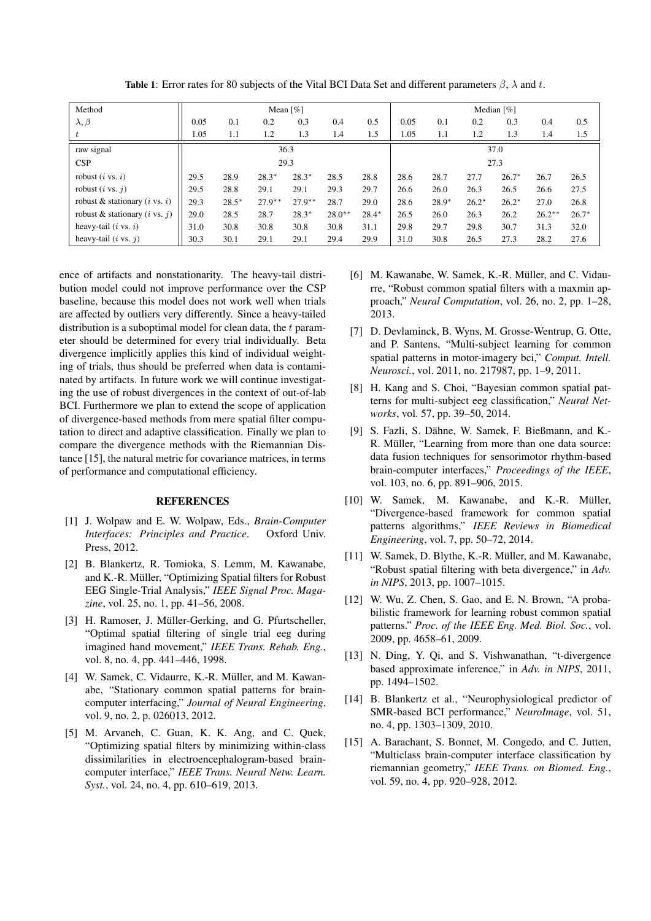**Table 1**: Error rates for 80 subjects of the Vital BCI Data Set and different parameters $\beta$, $\lambda$ and $t$.

| Method | Mean [%] | | | | | | Median [%] | | | | | |
|---|---|---|---|---|---|---|---|---|---|---|---|---|
| $\lambda, \beta$ | 0.05 | 0.1 | 0.2 | 0.3 | 0.4 | 0.5 | 0.05 | 0.1 | 0.2 | 0.3 | 0.4 | 0.5 |
| $t$ | 1.05 | 1.1 | 1.2 | 1.3 | 1.4 | 1.5 | 1.05 | 1.1 | 1.2 | 1.3 | 1.4 | 1.5 |
| raw signal | 36.3 | | | | | | 37.0 | | | | | |
| CSP | 29.3 | | | | | | 27.3 | | | | | |
| robust ($i$ vs. $i$) | 29.5 | 28.9 | 28.3* | 28.3* | 28.5 | 28.8 | 28.6 | 28.7 | 27.7 | 26.7* | 26.7 | 26.5 |
| robust ($i$ vs. $j$) | 29.5 | 28.8 | 29.1 | 29.1 | 29.3 | 29.7 | 26.6 | 26.0 | 26.3 | 26.5 | 26.6 | 27.5 |
| robust & stationary ($i$ vs. $i$) | 29.3 | 28.5* | 27.9** | 27.9** | 28.7 | 29.0 | 28.6 | 28.9* | 26.2* | 26.2* | 27.0 | 26.8 |
| robust & stationary ($i$ vs. $j$) | 29.0 | 28.5 | 28.7 | 28.3* | 28.0** | 28.4* | 26.5 | 26.0 | 26.3 | 26.2 | 26.2** | 26.7* |
| heavy-tail ($i$ vs. $i$) | 31.0 | 30.8 | 30.8 | 30.8 | 30.8 | 31.1 | 29.8 | 29.7 | 29.8 | 30.7 | 31.3 | 32.0 |
| heavy-tail ($i$ vs. $j$) | 30.3 | 30.1 | 29.1 | 29.1 | 29.4 | 29.9 | 31.0 | 30.8 | 26.5 | 27.3 | 28.2 | 27.6 |

ence of artifacts and nonstationarity. The heavy-tail distribution model could not improve performance over the CSP baseline, because this model does not work well when trials are affected by outliers very differently. Since a heavy-tailed distribution is a suboptimal model for clean data, the $t$ parameter should be determined for every trial individually. Beta divergence implicitly applies this kind of individual weighting of trials, thus should be preferred when data is contaminated by artifacts. In future work we will continue investigating the use of robust divergences in the context of out-of-lab BCI. Furthermore we plan to extend the scope of application of divergence-based methods from mere spatial filter computation to direct and adaptive classification. Finally we plan to compare the divergence methods with the Riemannian Distance [15], the natural metric for covariance matrices, in terms of performance and computational efficiency.

## REFERENCES

[1] J. Wolpaw and E. W. Wolpaw, Eds., *Brain-Computer Interfaces: Principles and Practice*. Oxford Univ. Press, 2012.

[2] B. Blankertz, R. Tomioka, S. Lemm, M. Kawanabe, and K.-R. Müller, "Optimizing Spatial filters for Robust EEG Single-Trial Analysis," *IEEE Signal Proc. Magazine*, vol. 25, no. 1, pp. 41–56, 2008.

[3] H. Ramoser, J. Müller-Gerking, and G. Pfurtscheller, "Optimal spatial filtering of single trial eeg during imagined hand movement," *IEEE Trans. Rehab. Eng.*, vol. 8, no. 4, pp. 441–446, 1998.

[4] W. Samek, C. Vidaurre, K.-R. Müller, and M. Kawanabe, "Stationary common spatial patterns for brain-computer interfacing," *Journal of Neural Engineering*, vol. 9, no. 2, p. 026013, 2012.

[5] M. Arvaneh, C. Guan, K. K. Ang, and C. Quek, "Optimizing spatial filters by minimizing within-class dissimilarities in electroencephalogram-based brain-computer interface," *IEEE Trans. Neural Netw. Learn. Syst.*, vol. 24, no. 4, pp. 610–619, 2013.

[6] M. Kawanabe, W. Samek, K.-R. Müller, and C. Vidaurre, "Robust common spatial filters with a maxmin approach," *Neural Computation*, vol. 26, no. 2, pp. 1–28, 2013.

[7] D. Devlaminck, B. Wyns, M. Grosse-Wentrup, G. Otte, and P. Santens, "Multi-subject learning for common spatial patterns in motor-imagery bci," *Comput. Intell. Neurosci.*, vol. 2011, no. 217987, pp. 1–9, 2011.

[8] H. Kang and S. Choi, "Bayesian common spatial patterns for multi-subject eeg classification," *Neural Networks*, vol. 57, pp. 39–50, 2014.

[9] S. Fazli, S. Dähne, W. Samek, F. Bießmann, and K.-R. Müller, "Learning from more than one data source: data fusion techniques for sensorimotor rhythm-based brain-computer interfaces," *Proceedings of the IEEE*, vol. 103, no. 6, pp. 891–906, 2015.

[10] W. Samek, M. Kawanabe, and K.-R. Müller, "Divergence-based framework for common spatial patterns algorithms," *IEEE Reviews in Biomedical Engineering*, vol. 7, pp. 50–72, 2014.

[11] W. Samek, D. Blythe, K.-R. Müller, and M. Kawanabe, "Robust spatial filtering with beta divergence," in *Adv. in NIPS*, 2013, pp. 1007–1015.

[12] W. Wu, Z. Chen, S. Gao, and E. N. Brown, "A probabilistic framework for learning robust common spatial patterns." *Proc. of the IEEE Eng. Med. Biol. Soc.*, vol. 2009, pp. 4658–61, 2009.

[13] N. Ding, Y. Qi, and S. Vishwanathan, "t-divergence based approximate inference," in *Adv. in NIPS*, 2011, pp. 1494–1502.

[14] B. Blankertz et al., "Neurophysiological predictor of SMR-based BCI performance," *NeuroImage*, vol. 51, no. 4, pp. 1303–1309, 2010.

[15] A. Barachant, S. Bonnet, M. Congedo, and C. Jutten, "Multiclass brain-computer interface classification by riemannian geometry," *IEEE Trans. on Biomed. Eng.*, vol. 59, no. 4, pp. 920–928, 2012.